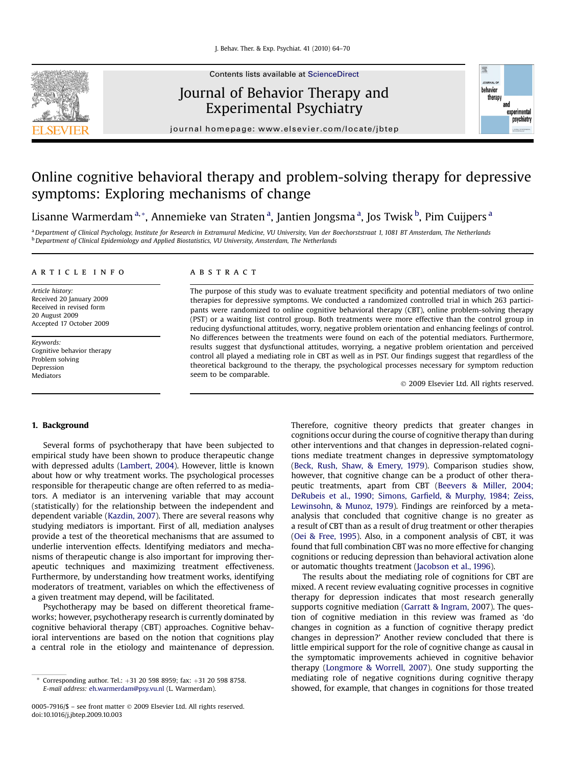# Online cognitive behavioral therapy and problem-solving therapy for depressive symptoms: Exploring mechanisms of change

Lisanne Warmerdam [a,*], Annemieke van Straten [a], Jantien Jongsma [a], Jos Twisk [b], Pim Cuijpers [a]

[a] Department of Clinical Psychology, Institute for Research in Extramural Medicine, VU University, Van der Boechorststraat 1, 1081 BT Amsterdam, The Netherlands
[b] Department of Clinical Epidemiology and Applied Biostatistics, VU University, Amsterdam, The Netherlands

## ARTICLE INFO

*Article history:*
Received 20 January 2009
Received in revised form
20 August 2009
Accepted 17 October 2009

*Keywords:*
Cognitive behavior therapy
Problem solving
Depression
Mediators

## ABSTRACT

The purpose of this study was to evaluate treatment specificity and potential mediators of two online therapies for depressive symptoms. We conducted a randomized controlled trial in which 263 participants were randomized to online cognitive behavioral therapy (CBT), online problem-solving therapy (PST) or a waiting list control group. Both treatments were more effective than the control group in reducing dysfunctional attitudes, worry, negative problem orientation and enhancing feelings of control. No differences between the treatments were found on each of the potential mediators. Furthermore, results suggest that dysfunctional attitudes, worrying, a negative problem orientation and perceived control all played a mediating role in CBT as well as in PST. Our findings suggest that regardless of the theoretical background to the therapy, the psychological processes necessary for symptom reduction seem to be comparable.

© 2009 Elsevier Ltd. All rights reserved.

## 1. Background

Several forms of psychotherapy that have been subjected to empirical study have been shown to produce therapeutic change with depressed adults (Lambert, 2004). However, little is known about how or why treatment works. The psychological processes responsible for therapeutic change are often referred to as mediators. A mediator is an intervening variable that may account (statistically) for the relationship between the independent and dependent variable (Kazdin, 2007). There are several reasons why studying mediators is important. First of all, mediation analyses provide a test of the theoretical mechanisms that are assumed to underlie intervention effects. Identifying mediators and mechanisms of therapeutic change is also important for improving therapeutic techniques and maximizing treatment effectiveness. Furthermore, by understanding how treatment works, identifying moderators of treatment, variables on which the effectiveness of a given treatment may depend, will be facilitated.

Psychotherapy may be based on different theoretical frameworks; however, psychotherapy research is currently dominated by cognitive behavioral therapy (CBT) approaches. Cognitive behavioral interventions are based on the notion that cognitions play a central role in the etiology and maintenance of depression. Therefore, cognitive theory predicts that greater changes in cognitions occur during the course of cognitive therapy than during other interventions and that changes in depression-related cognitions mediate treatment changes in depressive symptomatology (Beck, Rush, Shaw, & Emery, 1979). Comparison studies show, however, that cognitive change can be a product of other therapeutic treatments, apart from CBT (Beevers & Miller, 2004; DeRubeis et al., 1990; Simons, Garfield, & Murphy, 1984; Zeiss, Lewinsohn, & Munoz, 1979). Findings are reinforced by a meta-analysis that concluded that cognitive change is no greater as a result of CBT than as a result of drug treatment or other therapies (Oei & Free, 1995). Also, in a component analysis of CBT, it was found that full combination CBT was no more effective for changing cognitions or reducing depression than behavioral activation alone or automatic thoughts treatment (Jacobson et al., 1996).

The results about the mediating role of cognitions for CBT are mixed. A recent review evaluating cognitive processes in cognitive therapy for depression indicates that most research generally supports cognitive mediation (Garratt & Ingram, 2007). The question of cognitive mediation in this review was framed as 'do changes in cognition as a function of cognitive therapy predict changes in depression?' Another review concluded that there is little empirical support for the role of cognitive change as causal in the symptomatic improvements achieved in cognitive behavior therapy (Longmore & Worrell, 2007). One study supporting the mediating role of negative cognitions during cognitive therapy showed, for example, that changes in cognitions for those treated

* Corresponding author. Tel.: +31 20 598 8959; fax: +31 20 598 8758.
*E-mail address:* eh.warmerdam@psy.vu.nl (L. Warmerdam).

0005-7916/$ – see front matter © 2009 Elsevier Ltd. All rights reserved.
doi:10.1016/j.jbtep.2009.10.003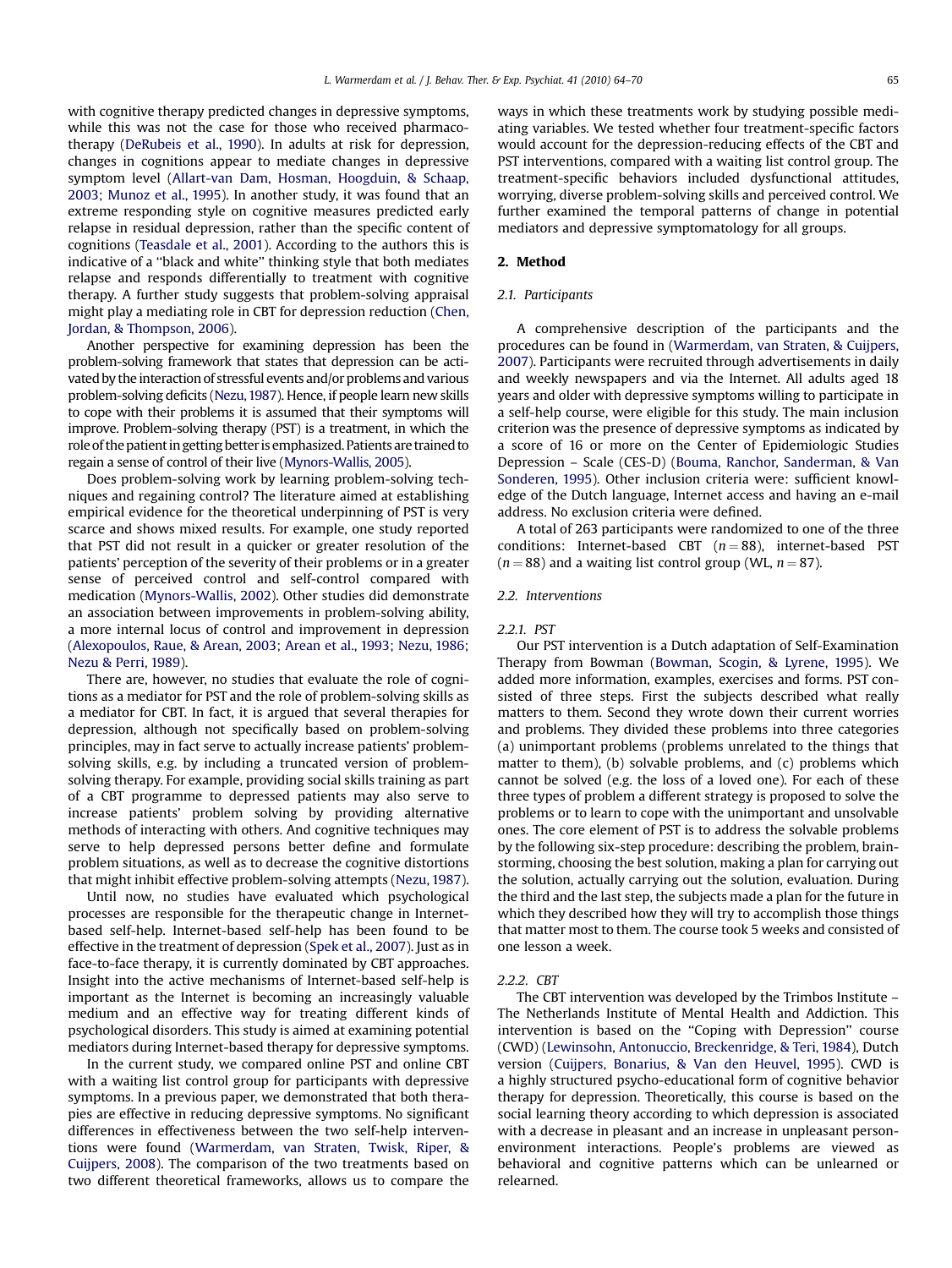with cognitive therapy predicted changes in depressive symptoms, while this was not the case for those who received pharmacotherapy (DeRubeis et al., 1990). In adults at risk for depression, changes in cognitions appear to mediate changes in depressive symptom level (Allart-van Dam, Hosman, Hoogduin, & Schaap, 2003; Munoz et al., 1995). In another study, it was found that an extreme responding style on cognitive measures predicted early relapse in residual depression, rather than the specific content of cognitions (Teasdale et al., 2001). According to the authors this is indicative of a "black and white" thinking style that both mediates relapse and responds differentially to treatment with cognitive therapy. A further study suggests that problem-solving appraisal might play a mediating role in CBT for depression reduction (Chen, Jordan, & Thompson, 2006).

Another perspective for examining depression has been the problem-solving framework that states that depression can be activated by the interaction of stressful events and/or problems and various problem-solving deficits (Nezu, 1987). Hence, if people learn new skills to cope with their problems it is assumed that their symptoms will improve. Problem-solving therapy (PST) is a treatment, in which the role of the patient in getting better is emphasized. Patients are trained to regain a sense of control of their live (Mynors-Wallis, 2005).

Does problem-solving work by learning problem-solving techniques and regaining control? The literature aimed at establishing empirical evidence for the theoretical underpinning of PST is very scarce and shows mixed results. For example, one study reported that PST did not result in a quicker or greater resolution of the patients' perception of the severity of their problems or in a greater sense of perceived control and self-control compared with medication (Mynors-Wallis, 2002). Other studies did demonstrate an association between improvements in problem-solving ability, a more internal locus of control and improvement in depression (Alexopoulos, Raue, & Arean, 2003; Arean et al., 1993; Nezu, 1986; Nezu & Perri, 1989).

There are, however, no studies that evaluate the role of cognitions as a mediator for PST and the role of problem-solving skills as a mediator for CBT. In fact, it is argued that several therapies for depression, although not specifically based on problem-solving principles, may in fact serve to actually increase patients' problem-solving skills, e.g. by including a truncated version of problem-solving therapy. For example, providing social skills training as part of a CBT programme to depressed patients may also serve to increase patients' problem solving by providing alternative methods of interacting with others. And cognitive techniques may serve to help depressed persons better define and formulate problem situations, as well as to decrease the cognitive distortions that might inhibit effective problem-solving attempts (Nezu, 1987).

Until now, no studies have evaluated which psychological processes are responsible for the therapeutic change in Internet-based self-help. Internet-based self-help has been found to be effective in the treatment of depression (Spek et al., 2007). Just as in face-to-face therapy, it is currently dominated by CBT approaches. Insight into the active mechanisms of Internet-based self-help is important as the Internet is becoming an increasingly valuable medium and an effective way for treating different kinds of psychological disorders. This study is aimed at examining potential mediators during Internet-based therapy for depressive symptoms.

In the current study, we compared online PST and online CBT with a waiting list control group for participants with depressive symptoms. In a previous paper, we demonstrated that both therapies are effective in reducing depressive symptoms. No significant differences in effectiveness between the two self-help interventions were found (Warmerdam, van Straten, Twisk, Riper, & Cuijpers, 2008). The comparison of the two treatments based on two different theoretical frameworks, allows us to compare the ways in which these treatments work by studying possible mediating variables. We tested whether four treatment-specific factors would account for the depression-reducing effects of the CBT and PST interventions, compared with a waiting list control group. The treatment-specific behaviors included dysfunctional attitudes, worrying, diverse problem-solving skills and perceived control. We further examined the temporal patterns of change in potential mediators and depressive symptomatology for all groups.

## 2. Method

### 2.1. Participants

A comprehensive description of the participants and the procedures can be found in (Warmerdam, van Straten, & Cuijpers, 2007). Participants were recruited through advertisements in daily and weekly newspapers and via the Internet. All adults aged 18 years and older with depressive symptoms willing to participate in a self-help course, were eligible for this study. The main inclusion criterion was the presence of depressive symptoms as indicated by a score of 16 or more on the Center of Epidemiologic Studies Depression – Scale (CES-D) (Bouma, Ranchor, Sanderman, & Van Sonderen, 1995). Other inclusion criteria were: sufficient knowledge of the Dutch language, Internet access and having an e-mail address. No exclusion criteria were defined.

A total of 263 participants were randomized to one of the three conditions: Internet-based CBT ($n = 88$), internet-based PST ($n = 88$) and a waiting list control group (WL, $n = 87$).

### 2.2. Interventions

#### 2.2.1. PST

Our PST intervention is a Dutch adaptation of Self-Examination Therapy from Bowman (Bowman, Scogin, & Lyrene, 1995). We added more information, examples, exercises and forms. PST consisted of three steps. First the subjects described what really matters to them. Second they wrote down their current worries and problems. They divided these problems into three categories (a) unimportant problems (problems unrelated to the things that matter to them), (b) solvable problems, and (c) problems which cannot be solved (e.g. the loss of a loved one). For each of these three types of problem a different strategy is proposed to solve the problems or to learn to cope with the unimportant and unsolvable ones. The core element of PST is to address the solvable problems by the following six-step procedure: describing the problem, brainstorming, choosing the best solution, making a plan for carrying out the solution, actually carrying out the solution, evaluation. During the third and the last step, the subjects made a plan for the future in which they described how they will try to accomplish those things that matter most to them. The course took 5 weeks and consisted of one lesson a week.

#### 2.2.2. CBT

The CBT intervention was developed by the Trimbos Institute – The Netherlands Institute of Mental Health and Addiction. This intervention is based on the "Coping with Depression" course (CWD) (Lewinsohn, Antonuccio, Breckenridge, & Teri, 1984), Dutch version (Cuijpers, Bonarius, & Van den Heuvel, 1995). CWD is a highly structured psycho-educational form of cognitive behavior therapy for depression. Theoretically, this course is based on the social learning theory according to which depression is associated with a decrease in pleasant and an increase in unpleasant person-environment interactions. People's problems are viewed as behavioral and cognitive patterns which can be unlearned or relearned.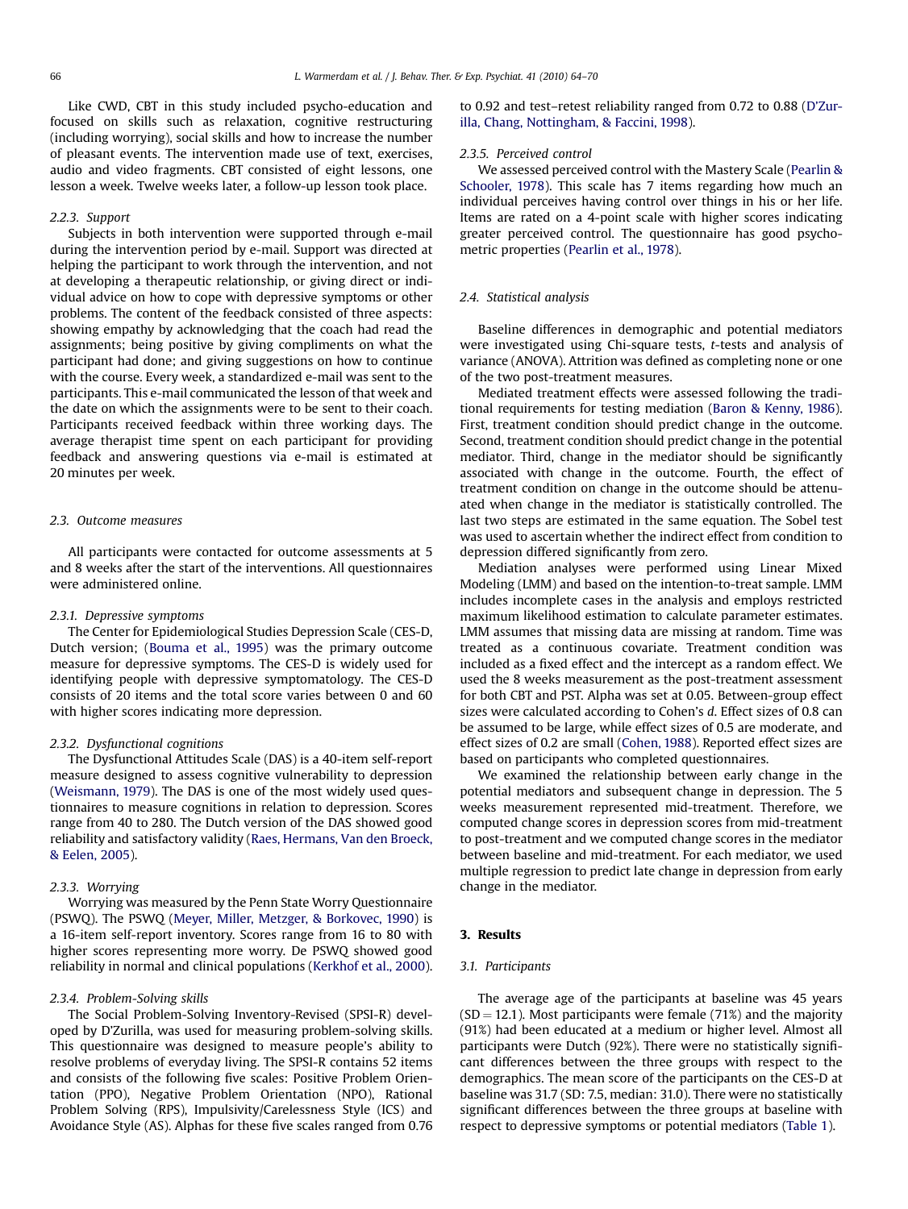Like CWD, CBT in this study included psycho-education and focused on skills such as relaxation, cognitive restructuring (including worrying), social skills and how to increase the number of pleasant events. The intervention made use of text, exercises, audio and video fragments. CBT consisted of eight lessons, one lesson a week. Twelve weeks later, a follow-up lesson took place.

#### 2.2.3. Support

Subjects in both intervention were supported through e-mail during the intervention period by e-mail. Support was directed at helping the participant to work through the intervention, and not at developing a therapeutic relationship, or giving direct or individual advice on how to cope with depressive symptoms or other problems. The content of the feedback consisted of three aspects: showing empathy by acknowledging that the coach had read the assignments; being positive by giving compliments on what the participant had done; and giving suggestions on how to continue with the course. Every week, a standardized e-mail was sent to the participants. This e-mail communicated the lesson of that week and the date on which the assignments were to be sent to their coach. Participants received feedback within three working days. The average therapist time spent on each participant for providing feedback and answering questions via e-mail is estimated at 20 minutes per week.

### 2.3. Outcome measures

All participants were contacted for outcome assessments at 5 and 8 weeks after the start of the interventions. All questionnaires were administered online.

#### 2.3.1. Depressive symptoms

The Center for Epidemiological Studies Depression Scale (CES-D, Dutch version; (Bouma et al., 1995) was the primary outcome measure for depressive symptoms. The CES-D is widely used for identifying people with depressive symptomatology. The CES-D consists of 20 items and the total score varies between 0 and 60 with higher scores indicating more depression.

#### 2.3.2. Dysfunctional cognitions

The Dysfunctional Attitudes Scale (DAS) is a 40-item self-report measure designed to assess cognitive vulnerability to depression (Weismann, 1979). The DAS is one of the most widely used questionnaires to measure cognitions in relation to depression. Scores range from 40 to 280. The Dutch version of the DAS showed good reliability and satisfactory validity (Raes, Hermans, Van den Broeck, & Eelen, 2005).

#### 2.3.3. Worrying

Worrying was measured by the Penn State Worry Questionnaire (PSWQ). The PSWQ (Meyer, Miller, Metzger, & Borkovec, 1990) is a 16-item self-report inventory. Scores range from 16 to 80 with higher scores representing more worry. De PSWQ showed good reliability in normal and clinical populations (Kerkhof et al., 2000).

#### 2.3.4. Problem-Solving skills

The Social Problem-Solving Inventory-Revised (SPSI-R) developed by D'Zurilla, was used for measuring problem-solving skills. This questionnaire was designed to measure people's ability to resolve problems of everyday living. The SPSI-R contains 52 items and consists of the following five scales: Positive Problem Orientation (PPO), Negative Problem Orientation (NPO), Rational Problem Solving (RPS), Impulsivity/Carelessness Style (ICS) and Avoidance Style (AS). Alphas for these five scales ranged from 0.76 to 0.92 and test–retest reliability ranged from 0.72 to 0.88 (D'Zurilla, Chang, Nottingham, & Faccini, 1998).

#### 2.3.5. Perceived control

We assessed perceived control with the Mastery Scale (Pearlin & Schooler, 1978). This scale has 7 items regarding how much an individual perceives having control over things in his or her life. Items are rated on a 4-point scale with higher scores indicating greater perceived control. The questionnaire has good psychometric properties (Pearlin et al., 1978).

### 2.4. Statistical analysis

Baseline differences in demographic and potential mediators were investigated using Chi-square tests, *t*-tests and analysis of variance (ANOVA). Attrition was defined as completing none or one of the two post-treatment measures.

Mediated treatment effects were assessed following the traditional requirements for testing mediation (Baron & Kenny, 1986). First, treatment condition should predict change in the outcome. Second, treatment condition should predict change in the potential mediator. Third, change in the mediator should be significantly associated with change in the outcome. Fourth, the effect of treatment condition on change in the outcome should be attenuated when change in the mediator is statistically controlled. The last two steps are estimated in the same equation. The Sobel test was used to ascertain whether the indirect effect from condition to depression differed significantly from zero.

Mediation analyses were performed using Linear Mixed Modeling (LMM) and based on the intention-to-treat sample. LMM includes incomplete cases in the analysis and employs restricted maximum likelihood estimation to calculate parameter estimates. LMM assumes that missing data are missing at random. Time was treated as a continuous covariate. Treatment condition was included as a fixed effect and the intercept as a random effect. We used the 8 weeks measurement as the post-treatment assessment for both CBT and PST. Alpha was set at 0.05. Between-group effect sizes were calculated according to Cohen's *d*. Effect sizes of 0.8 can be assumed to be large, while effect sizes of 0.5 are moderate, and effect sizes of 0.2 are small (Cohen, 1988). Reported effect sizes are based on participants who completed questionnaires.

We examined the relationship between early change in the potential mediators and subsequent change in depression. The 5 weeks measurement represented mid-treatment. Therefore, we computed change scores in depression scores from mid-treatment to post-treatment and we computed change scores in the mediator between baseline and mid-treatment. For each mediator, we used multiple regression to predict late change in depression from early change in the mediator.

## 3. Results

### 3.1. Participants

The average age of the participants at baseline was 45 years (SD = 12.1). Most participants were female (71%) and the majority (91%) had been educated at a medium or higher level. Almost all participants were Dutch (92%). There were no statistically significant differences between the three groups with respect to the demographics. The mean score of the participants on the CES-D at baseline was 31.7 (SD: 7.5, median: 31.0). There were no statistically significant differences between the three groups at baseline with respect to depressive symptoms or potential mediators (Table 1).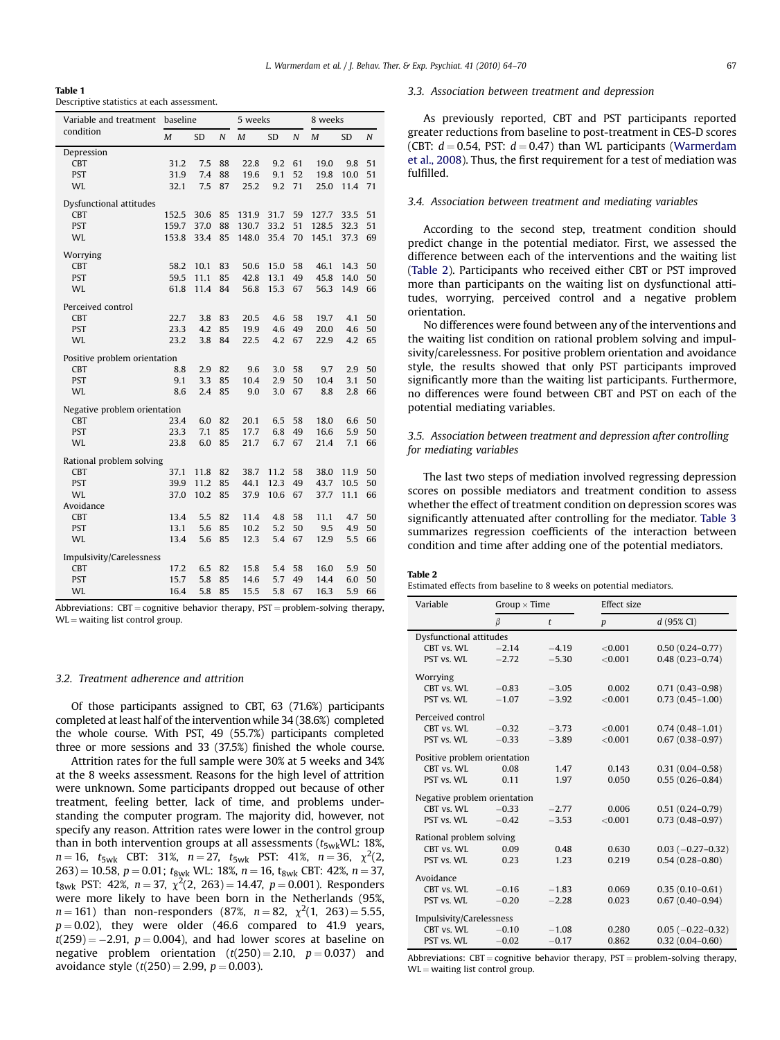**Table 1**
Descriptive statistics at each assessment.

| Variable and treatment condition | baseline | | | 5 weeks | | | 8 weeks | | |
|---|---|---|---|---|---|---|---|---|---|
| | *M* | SD | *N* | *M* | SD | *N* | *M* | SD | *N* |
| Depression | | | | | | | | | |
| CBT | 31.2 | 7.5 | 88 | 22.8 | 9.2 | 61 | 19.0 | 9.8 | 51 |
| PST | 31.9 | 7.4 | 88 | 19.6 | 9.1 | 52 | 19.8 | 10.0 | 51 |
| WL | 32.1 | 7.5 | 87 | 25.2 | 9.2 | 71 | 25.0 | 11.4 | 71 |
| Dysfunctional attitudes | | | | | | | | | |
| CBT | 152.5 | 30.6 | 85 | 131.9 | 31.7 | 59 | 127.7 | 33.5 | 51 |
| PST | 159.7 | 37.0 | 88 | 130.7 | 33.2 | 51 | 128.5 | 32.3 | 51 |
| WL | 153.8 | 33.4 | 85 | 148.0 | 35.4 | 70 | 145.1 | 37.3 | 69 |
| Worrying | | | | | | | | | |
| CBT | 58.2 | 10.1 | 83 | 50.6 | 15.0 | 58 | 46.1 | 14.3 | 50 |
| PST | 59.5 | 11.1 | 85 | 42.8 | 13.1 | 49 | 45.8 | 14.0 | 50 |
| WL | 61.8 | 11.4 | 84 | 56.8 | 15.3 | 67 | 56.3 | 14.9 | 66 |
| Perceived control | | | | | | | | | |
| CBT | 22.7 | 3.8 | 83 | 20.5 | 4.6 | 58 | 19.7 | 4.1 | 50 |
| PST | 23.3 | 4.2 | 85 | 19.9 | 4.6 | 49 | 20.0 | 4.6 | 50 |
| WL | 23.2 | 3.8 | 84 | 22.5 | 4.2 | 67 | 22.9 | 4.2 | 65 |
| Positive problem orientation | | | | | | | | | |
| CBT | 8.8 | 2.9 | 82 | 9.6 | 3.0 | 58 | 9.7 | 2.9 | 50 |
| PST | 9.1 | 3.3 | 85 | 10.4 | 2.9 | 50 | 10.4 | 3.1 | 50 |
| WL | 8.6 | 2.4 | 85 | 9.0 | 3.0 | 67 | 8.8 | 2.8 | 66 |
| Negative problem orientation | | | | | | | | | |
| CBT | 23.4 | 6.0 | 82 | 20.1 | 6.5 | 58 | 18.0 | 6.6 | 50 |
| PST | 23.3 | 7.1 | 85 | 17.7 | 6.8 | 49 | 16.6 | 5.9 | 50 |
| WL | 23.8 | 6.0 | 85 | 21.7 | 6.7 | 67 | 21.4 | 7.1 | 66 |
| Rational problem solving | | | | | | | | | |
| CBT | 37.1 | 11.8 | 82 | 38.7 | 11.2 | 58 | 38.0 | 11.9 | 50 |
| PST | 39.9 | 11.2 | 85 | 44.1 | 12.3 | 49 | 43.7 | 10.5 | 50 |
| WL | 37.0 | 10.2 | 85 | 37.9 | 10.6 | 67 | 37.7 | 11.1 | 66 |
| Avoidance | | | | | | | | | |
| CBT | 13.4 | 5.5 | 82 | 11.4 | 4.8 | 58 | 11.1 | 4.7 | 50 |
| PST | 13.1 | 5.6 | 85 | 10.2 | 5.2 | 50 | 9.5 | 4.9 | 50 |
| WL | 13.4 | 5.6 | 85 | 12.3 | 5.4 | 67 | 12.9 | 5.5 | 66 |
| Impulsivity/Carelessness | | | | | | | | | |
| CBT | 17.2 | 6.5 | 82 | 15.8 | 5.4 | 58 | 16.0 | 5.9 | 50 |
| PST | 15.7 | 5.8 | 85 | 14.6 | 5.7 | 49 | 14.4 | 6.0 | 50 |
| WL | 16.4 | 5.8 | 85 | 15.5 | 5.8 | 67 | 16.3 | 5.9 | 66 |

Abbreviations: CBT = cognitive behavior therapy, PST = problem-solving therapy, WL = waiting list control group.

### 3.2. Treatment adherence and attrition

Of those participants assigned to CBT, 63 (71.6%) participants completed at least half of the intervention while 34 (38.6%) completed the whole course. With PST, 49 (55.7%) participants completed three or more sessions and 33 (37.5%) finished the whole course.

Attrition rates for the full sample were 30% at 5 weeks and 34% at the 8 weeks assessment. Reasons for the high level of attrition were unknown. Some participants dropped out because of other treatment, feeling better, lack of time, and problems understanding the computer program. The majority did, however, not specify any reason. Attrition rates were lower in the control group than in both intervention groups at all assessments ($t_{5wk}$WL: 18%, $n = 16$, $t_{5wk}$ CBT: 31%, $n = 27$, $t_{5wk}$ PST: 41%, $n = 36$, $\chi^2(2, 263) = 10.58$, $p = 0.01$; $t_{8wk}$ WL: 18%, $n = 16$, $t_{8wk}$ CBT: 42%, $n = 37$, $t_{8wk}$ PST: 42%, $n = 37$, $\chi^2(2, 263) = 14.47$, $p = 0.001$). Responders were more likely to have been born in the Netherlands (95%, $n = 161$) than non-responders (87%, $n = 82$, $\chi^2(1, 263) = 5.55$, $p = 0.02$), they were older (46.6 compared to 41.9 years, $t(259) = -2.91$, $p = 0.004$), and had lower scores at baseline on negative problem orientation ($t(250) = 2.10$, $p = 0.037$) and avoidance style ($t(250) = 2.99$, $p = 0.003$).

### 3.3. Association between treatment and depression

As previously reported, CBT and PST participants reported greater reductions from baseline to post-treatment in CES-D scores (CBT: $d = 0.54$, PST: $d = 0.47$) than WL participants (Warmerdam et al., 2008). Thus, the first requirement for a test of mediation was fulfilled.

### 3.4. Association between treatment and mediating variables

According to the second step, treatment condition should predict change in the potential mediator. First, we assessed the difference between each of the interventions and the waiting list (Table 2). Participants who received either CBT or PST improved more than participants on the waiting list on dysfunctional attitudes, worrying, perceived control and a negative problem orientation.

No differences were found between any of the interventions and the waiting list condition on rational problem solving and impulsivity/carelessness. For positive problem orientation and avoidance style, the results showed that only PST participants improved significantly more than the waiting list participants. Furthermore, no differences were found between CBT and PST on each of the potential mediating variables.

### 3.5. Association between treatment and depression after controlling for mediating variables

The last two steps of mediation involved regressing depression scores on possible mediators and treatment condition to assess whether the effect of treatment condition on depression scores was significantly attenuated after controlling for the mediator. Table 3 summarizes regression coefficients of the interaction between condition and time after adding one of the potential mediators.

**Table 2**
Estimated effects from baseline to 8 weeks on potential mediators.

| Variable | Group × Time | | Effect size | |
|---|---|---|---|---|
| | $\beta$ | *t* | *p* | *d* (95% CI) |
| Dysfunctional attitudes | | | | |
| CBT vs. WL | −2.14 | −4.19 | <0.001 | 0.50 (0.24–0.77) |
| PST vs. WL | −2.72 | −5.30 | <0.001 | 0.48 (0.23–0.74) |
| Worrying | | | | |
| CBT vs. WL | −0.83 | −3.05 | 0.002 | 0.71 (0.43–0.98) |
| PST vs. WL | −1.07 | −3.92 | <0.001 | 0.73 (0.45–1.00) |
| Perceived control | | | | |
| CBT vs. WL | −0.32 | −3.73 | <0.001 | 0.74 (0.48–1.01) |
| PST vs. WL | −0.33 | −3.89 | <0.001 | 0.67 (0.38–0.97) |
| Positive problem orientation | | | | |
| CBT vs. WL | 0.08 | 1.47 | 0.143 | 0.31 (0.04–0.58) |
| PST vs. WL | 0.11 | 1.97 | 0.050 | 0.55 (0.26–0.84) |
| Negative problem orientation | | | | |
| CBT vs. WL | −0.33 | −2.77 | 0.006 | 0.51 (0.24–0.79) |
| PST vs. WL | −0.42 | −3.53 | <0.001 | 0.73 (0.48–0.97) |
| Rational problem solving | | | | |
| CBT vs. WL | 0.09 | 0.48 | 0.630 | 0.03 (−0.27–0.32) |
| PST vs. WL | 0.23 | 1.23 | 0.219 | 0.54 (0.28–0.80) |
| Avoidance | | | | |
| CBT vs. WL | −0.16 | −1.83 | 0.069 | 0.35 (0.10–0.61) |
| PST vs. WL | −0.20 | −2.28 | 0.023 | 0.67 (0.40–0.94) |
| Impulsivity/Carelessness | | | | |
| CBT vs. WL | −0.10 | −1.08 | 0.280 | 0.05 (−0.22–0.32) |
| PST vs. WL | −0.02 | −0.17 | 0.862 | 0.32 (0.04–0.60) |

Abbreviations: CBT = cognitive behavior therapy, PST = problem-solving therapy, WL = waiting list control group.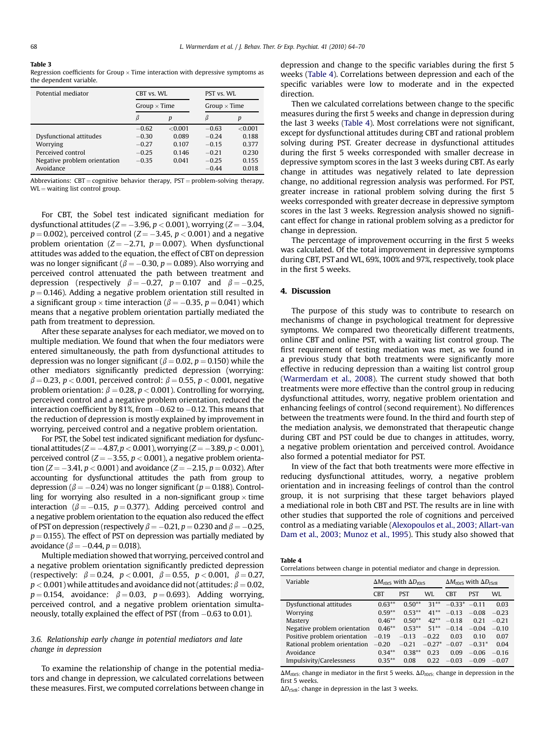**Table 3**
Regression coefficients for Group × Time interaction with depressive symptoms as the dependent variable.

| Potential mediator | CBT vs. WL | | PST vs. WL | |
|---|---|---|---|---|
| | Group × Time | | Group × Time | |
| | $\beta$ | $p$ | $\beta$ | $p$ |
| | −0.62 | <0.001 | −0.63 | <0.001 |
| Dysfunctional attitudes | −0.30 | 0.089 | −0.24 | 0.188 |
| Worrying | −0.27 | 0.107 | −0.15 | 0.377 |
| Perceived control | −0.25 | 0.146 | −0.21 | 0.230 |
| Negative problem orientation | −0.35 | 0.041 | −0.25 | 0.155 |
| Avoidance | | | −0.44 | 0.018 |

Abbreviations: CBT = cognitive behavior therapy, PST = problem-solving therapy, WL = waiting list control group.

For CBT, the Sobel test indicated significant mediation for dysfunctional attitudes ($Z = -3.96$, $p < 0.001$), worrying ($Z = -3.04$, $p = 0.002$), perceived control ($Z = -3.45$, $p < 0.001$) and a negative problem orientation ($Z = -2.71$, $p = 0.007$). When dysfunctional attitudes was added to the equation, the effect of CBT on depression was no longer significant ($\beta = -0.30$, $p = 0.089$). Also worrying and perceived control attenuated the path between treatment and depression (respectively $\beta = -0.27$, $p = 0.107$ and $\beta = -0.25$, $p = 0.146$). Adding a negative problem orientation still resulted in a significant group × time interaction ($\beta = -0.35$, $p = 0.041$) which means that a negative problem orientation partially mediated the path from treatment to depression.

After these separate analyses for each mediator, we moved on to multiple mediation. We found that when the four mediators were entered simultaneously, the path from dysfunctional attitudes to depression was no longer significant ($\beta = 0.02$, $p = 0.150$) while the other mediators significantly predicted depression (worrying: $\beta = 0.23$, $p < 0.001$, perceived control: $\beta = 0.55$, $p < 0.001$, negative problem orientation: $\beta = 0.28$, $p < 0.001$). Controlling for worrying, perceived control and a negative problem orientation, reduced the interaction coefficient by 81%, from −0.62 to −0.12. This means that the reduction of depression is mostly explained by improvement in worrying, perceived control and a negative problem orientation.

For PST, the Sobel test indicated significant mediation for dysfunctional attitudes ($Z = -4.87$, $p < 0.001$), worrying ($Z = -3.89$, $p < 0.001$), perceived control ($Z = -3.55$, $p < 0.001$), a negative problem orientation ($Z = -3.41$, $p < 0.001$) and avoidance ($Z = -2.15$, $p = 0.032$). After accounting for dysfunctional attitudes the path from group to depression ($\beta = -0.24$) was no longer significant ($p = 0.188$). Controlling for worrying also resulted in a non-significant group × time interaction ($\beta = -0.15$, $p = 0.377$). Adding perceived control and a negative problem orientation to the equation also reduced the effect of PST on depression (respectively $\beta = -0.21$, $p = 0.230$ and $\beta = -0.25$, $p = 0.155$). The effect of PST on depression was partially mediated by avoidance ($\beta = -0.44$, $p = 0.018$).

Multiple mediation showed that worrying, perceived control and a negative problem orientation significantly predicted depression (respectively: $\beta = 0.24$, $p < 0.001$, $\beta = 0.55$, $p < 0.001$, $\beta = 0.27$, $p < 0.001$) while attitudes and avoidance did not (attitudes: $\beta = 0.02$, $p = 0.154$, avoidance: $\beta = 0.03$, $p = 0.693$). Adding worrying, perceived control, and a negative problem orientation simultaneously, totally explained the effect of PST (from −0.63 to 0.01).

### 3.6. Relationship early change in potential mediators and late change in depression

To examine the relationship of change in the potential mediators and change in depression, we calculated correlations between these measures. First, we computed correlations between change in depression and change to the specific variables during the first 5 weeks (Table 4). Correlations between depression and each of the specific variables were low to moderate and in the expected direction.

Then we calculated correlations between change to the specific measures during the first 5 weeks and change in depression during the last 3 weeks (Table 4). Most correlations were not significant, except for dysfunctional attitudes during CBT and rational problem solving during PST. Greater decrease in dysfunctional attitudes during the first 5 weeks corresponded with smaller decrease in depressive symptom scores in the last 3 weeks during CBT. As early change in attitudes was negatively related to late depression change, no additional regression analysis was performed. For PST, greater increase in rational problem solving during the first 5 weeks corresponded with greater decrease in depressive symptom scores in the last 3 weeks. Regression analysis showed no significant effect for change in rational problem solving as a predictor for change in depression.

The percentage of improvement occurring in the first 5 weeks was calculated. Of the total improvement in depressive symptoms during CBT, PST and WL, 69%, 100% and 97%, respectively, took place in the first 5 weeks.

## 4. Discussion

The purpose of this study was to contribute to research on mechanisms of change in psychological treatment for depressive symptoms. We compared two theoretically different treatments, online CBT and online PST, with a waiting list control group. The first requirement of testing mediation was met, as we found in a previous study that both treatments were significantly more effective in reducing depression than a waiting list control group (Warmerdam et al., 2008). The current study showed that both treatments were more effective than the control group in reducing dysfunctional attitudes, worry, negative problem orientation and enhancing feelings of control (second requirement). No differences between the treatments were found. In the third and fourth step of the mediation analysis, we demonstrated that therapeutic change during CBT and PST could be due to changes in attitudes, worry, a negative problem orientation and perceived control. Avoidance also formed a potential mediator for PST.

In view of the fact that both treatments were more effective in reducing dysfunctional attitudes, worry, a negative problem orientation and in increasing feelings of control than the control group, it is not surprising that these target behaviors played a mediational role in both CBT and PST. The results are in line with other studies that supported the role of cognitions and perceived control as a mediating variable (Alexopoulos et al., 2003; Allart-van Dam et al., 2003; Munoz et al., 1995). This study also showed that

**Table 4**
Correlations between change in potential mediator and change in depression.

| Variable | $\Delta M_{t0t5}$ with $\Delta D_{t0t5}$ | | | $\Delta M_{t0t5}$ with $\Delta D_{t5t8}$ | | |
|---|---|---|---|---|---|---|
| | CBT | PST | WL | CBT | PST | WL |
| Dysfunctional attitudes | 0.63** | 0.50** | 31** | −0.33* | −0.11 | 0.03 |
| Worrying | 0.59** | 0.53** | 41** | −0.13 | −0.08 | −0.23 |
| Mastery | 0.46** | 0.50** | 42** | −0.18 | 0.21 | −0.21 |
| Negative problem orientation | 0.46** | 0.53** | 51** | −0.14 | −0.04 | −0.10 |
| Positive problem orientation | −0.19 | −0.13 | −0.22 | 0.03 | 0.10 | 0.07 |
| Rational problem orientation | −0.20 | −0.21 | −0.27* | −0.07 | −0.31* | 0.04 |
| Avoidance | 0.34** | 0.38** | 0.23 | 0.09 | −0.06 | −0.16 |
| Impulsivity/Carelessness | 0.35** | 0.08 | 0.22 | −0.03 | −0.09 | −0.07 |

$\Delta M_{t0t5}$: change in mediator in the first 5 weeks. $\Delta D_{t0t5}$: change in depression in the first 5 weeks.
$\Delta D_{t5t8}$: change in depression in the last 3 weeks.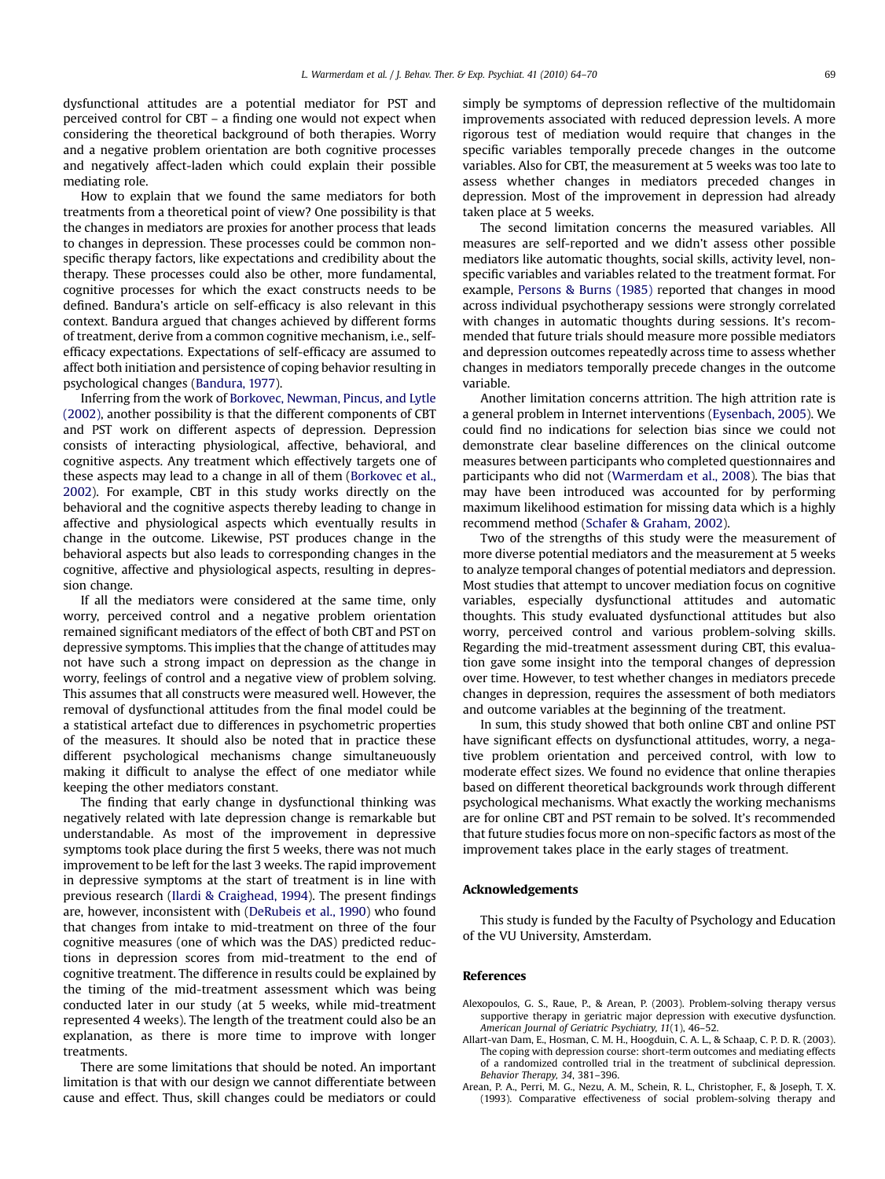dysfunctional attitudes are a potential mediator for PST and perceived control for CBT – a finding one would not expect when considering the theoretical background of both therapies. Worry and a negative problem orientation are both cognitive processes and negatively affect-laden which could explain their possible mediating role.

How to explain that we found the same mediators for both treatments from a theoretical point of view? One possibility is that the changes in mediators are proxies for another process that leads to changes in depression. These processes could be common non-specific therapy factors, like expectations and credibility about the therapy. These processes could also be other, more fundamental, cognitive processes for which the exact constructs needs to be defined. Bandura's article on self-efficacy is also relevant in this context. Bandura argued that changes achieved by different forms of treatment, derive from a common cognitive mechanism, i.e., self-efficacy expectations. Expectations of self-efficacy are assumed to affect both initiation and persistence of coping behavior resulting in psychological changes (Bandura, 1977).

Inferring from the work of Borkovec, Newman, Pincus, and Lytle (2002), another possibility is that the different components of CBT and PST work on different aspects of depression. Depression consists of interacting physiological, affective, behavioral, and cognitive aspects. Any treatment which effectively targets one of these aspects may lead to a change in all of them (Borkovec et al., 2002). For example, CBT in this study works directly on the behavioral and the cognitive aspects thereby leading to change in affective and physiological aspects which eventually results in change in the outcome. Likewise, PST produces change in the behavioral aspects but also leads to corresponding changes in the cognitive, affective and physiological aspects, resulting in depression change.

If all the mediators were considered at the same time, only worry, perceived control and a negative problem orientation remained significant mediators of the effect of both CBT and PST on depressive symptoms. This implies that the change of attitudes may not have such a strong impact on depression as the change in worry, feelings of control and a negative view of problem solving. This assumes that all constructs were measured well. However, the removal of dysfunctional attitudes from the final model could be a statistical artefact due to differences in psychometric properties of the measures. It should also be noted that in practice these different psychological mechanisms change simultaneuously making it difficult to analyse the effect of one mediator while keeping the other mediators constant.

The finding that early change in dysfunctional thinking was negatively related with late depression change is remarkable but understandable. As most of the improvement in depressive symptoms took place during the first 5 weeks, there was not much improvement to be left for the last 3 weeks. The rapid improvement in depressive symptoms at the start of treatment is in line with previous research (Ilardi & Craighead, 1994). The present findings are, however, inconsistent with (DeRubeis et al., 1990) who found that changes from intake to mid-treatment on three of the four cognitive measures (one of which was the DAS) predicted reductions in depression scores from mid-treatment to the end of cognitive treatment. The difference in results could be explained by the timing of the mid-treatment assessment which was being conducted later in our study (at 5 weeks, while mid-treatment represented 4 weeks). The length of the treatment could also be an explanation, as there is more time to improve with longer treatments.

There are some limitations that should be noted. An important limitation is that with our design we cannot differentiate between cause and effect. Thus, skill changes could be mediators or could simply be symptoms of depression reflective of the multidomain improvements associated with reduced depression levels. A more rigorous test of mediation would require that changes in the specific variables temporally precede changes in the outcome variables. Also for CBT, the measurement at 5 weeks was too late to assess whether changes in mediators preceded changes in depression. Most of the improvement in depression had already taken place at 5 weeks.

The second limitation concerns the measured variables. All measures are self-reported and we didn't assess other possible mediators like automatic thoughts, social skills, activity level, non-specific variables and variables related to the treatment format. For example, Persons & Burns (1985) reported that changes in mood across individual psychotherapy sessions were strongly correlated with changes in automatic thoughts during sessions. It's recommended that future trials should measure more possible mediators and depression outcomes repeatedly across time to assess whether changes in mediators temporally precede changes in the outcome variable.

Another limitation concerns attrition. The high attrition rate is a general problem in Internet interventions (Eysenbach, 2005). We could find no indications for selection bias since we could not demonstrate clear baseline differences on the clinical outcome measures between participants who completed questionnaires and participants who did not (Warmerdam et al., 2008). The bias that may have been introduced was accounted for by performing maximum likelihood estimation for missing data which is a highly recommend method (Schafer & Graham, 2002).

Two of the strengths of this study were the measurement of more diverse potential mediators and the measurement at 5 weeks to analyze temporal changes of potential mediators and depression. Most studies that attempt to uncover mediation focus on cognitive variables, especially dysfunctional attitudes and automatic thoughts. This study evaluated dysfunctional attitudes but also worry, perceived control and various problem-solving skills. Regarding the mid-treatment assessment during CBT, this evaluation gave some insight into the temporal changes of depression over time. However, to test whether changes in mediators precede changes in depression, requires the assessment of both mediators and outcome variables at the beginning of the treatment.

In sum, this study showed that both online CBT and online PST have significant effects on dysfunctional attitudes, worry, a negative problem orientation and perceived control, with low to moderate effect sizes. We found no evidence that online therapies based on different theoretical backgrounds work through different psychological mechanisms. What exactly the working mechanisms are for online CBT and PST remain to be solved. It's recommended that future studies focus more on non-specific factors as most of the improvement takes place in the early stages of treatment.

## Acknowledgements

This study is funded by the Faculty of Psychology and Education of the VU University, Amsterdam.

## References

Alexopoulos, G. S., Raue, P., & Arean, P. (2003). Problem-solving therapy versus supportive therapy in geriatric major depression with executive dysfunction. *American Journal of Geriatric Psychiatry, 11*(1), 46–52.

Allart-van Dam, E., Hosman, C. M. H., Hoogduin, C. A. L., & Schaap, C. P. D. R. (2003). The coping with depression course: short-term outcomes and mediating effects of a randomized controlled trial in the treatment of subclinical depression. *Behavior Therapy, 34*, 381–396.

Arean, P. A., Perri, M. G., Nezu, A. M., Schein, R. L., Christopher, F., & Joseph, T. X. (1993). Comparative effectiveness of social problem-solving therapy and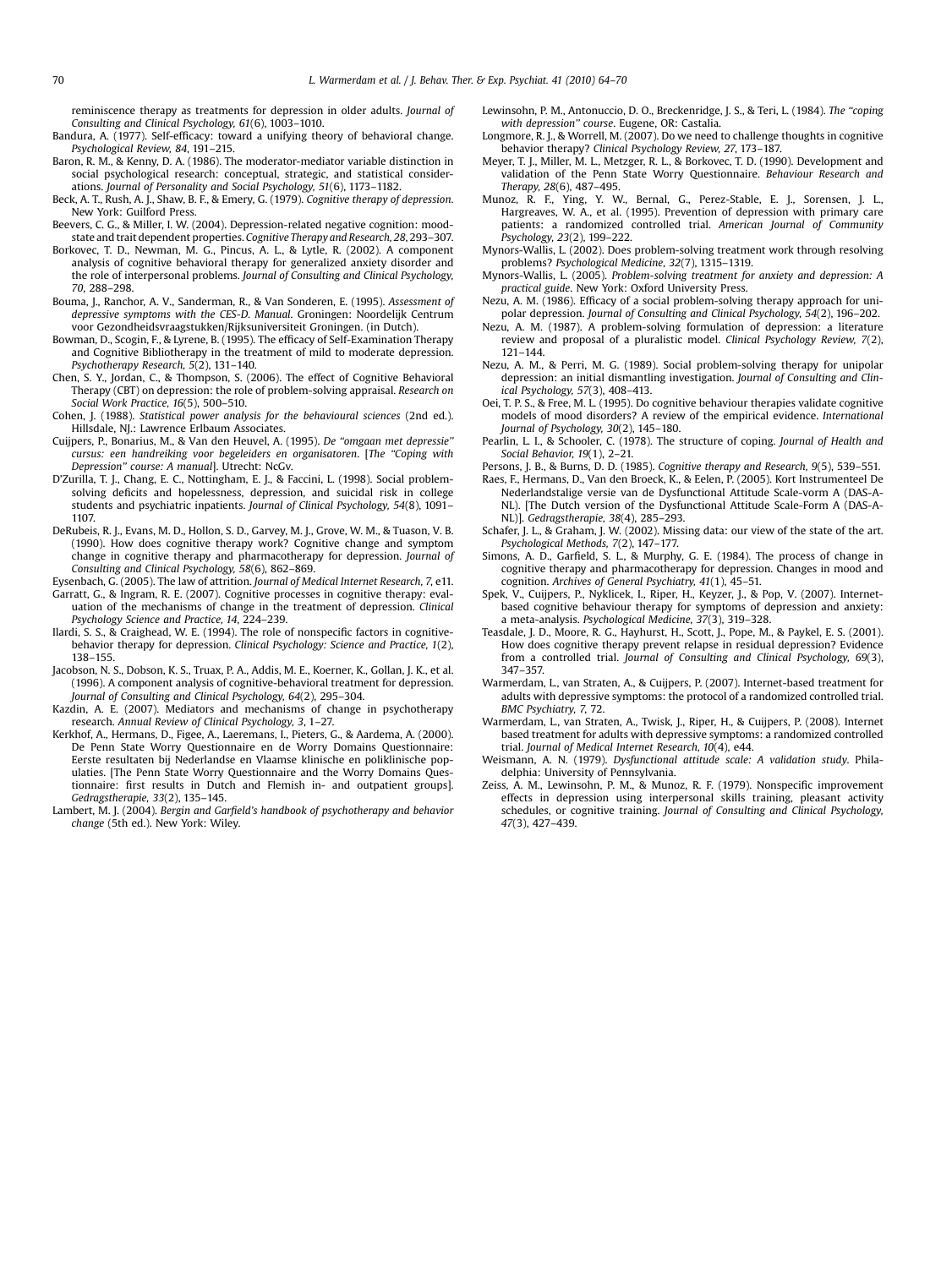reminiscence therapy as treatments for depression in older adults. *Journal of Consulting and Clinical Psychology, 61*(6), 1003–1010.

Bandura, A. (1977). Self-efficacy: toward a unifying theory of behavioral change. *Psychological Review, 84*, 191–215.

Baron, R. M., & Kenny, D. A. (1986). The moderator-mediator variable distinction in social psychological research: conceptual, strategic, and statistical considerations. *Journal of Personality and Social Psychology, 51*(6), 1173–1182.

Beck, A. T., Rush, A. J., Shaw, B. F., & Emery, G. (1979). *Cognitive therapy of depression*. New York: Guilford Press.

Beevers, C. G., & Miller, I. W. (2004). Depression-related negative cognition: mood-state and trait dependent properties. *Cognitive Therapy and Research, 28*, 293–307.

Borkovec, T. D., Newman, M. G., Pincus, A. L., & Lytle, R. (2002). A component analysis of cognitive behavioral therapy for generalized anxiety disorder and the role of interpersonal problems. *Journal of Consulting and Clinical Psychology, 70*, 288–298.

Bouma, J., Ranchor, A. V., Sanderman, R., & Van Sonderen, E. (1995). *Assessment of depressive symptoms with the CES-D. Manual*. Groningen: Noordelijk Centrum voor Gezondheidsvraagstukken/Rijksuniversiteit Groningen. (in Dutch).

Bowman, D., Scogin, F., & Lyrene, B. (1995). The efficacy of Self-Examination Therapy and Cognitive Bibliotherapy in the treatment of mild to moderate depression. *Psychotherapy Research, 5*(2), 131–140.

Chen, S. Y., Jordan, C., & Thompson, S. (2006). The effect of Cognitive Behavioral Therapy (CBT) on depression: the role of problem-solving appraisal. *Research on Social Work Practice, 16*(5), 500–510.

Cohen, J. (1988). *Statistical power analysis for the behavioural sciences* (2nd ed.). Hillsdale, NJ.: Lawrence Erlbaum Associates.

Cuijpers, P., Bonarius, M., & Van den Heuvel, A. (1995). *De "omgaan met depressie" cursus: een handreiking voor begeleiders en organisatoren*. [*The "Coping with Depression" course: A manual*]. Utrecht: NcGv.

D'Zurilla, T. J., Chang, E. C., Nottingham, E. J., & Faccini, L. (1998). Social problem-solving deficits and hopelessness, depression, and suicidal risk in college students and psychiatric inpatients. *Journal of Clinical Psychology, 54*(8), 1091–1107.

DeRubeis, R. J., Evans, M. D., Hollon, S. D., Garvey, M. J., Grove, W. M., & Tuason, V. B. (1990). How does cognitive therapy work? Cognitive change and symptom change in cognitive therapy and pharmacotherapy for depression. *Journal of Consulting and Clinical Psychology, 58*(6), 862–869.

Eysenbach, G. (2005). The law of attrition. *Journal of Medical Internet Research, 7*, e11.

Garratt, G., & Ingram, R. E. (2007). Cognitive processes in cognitive therapy: evaluation of the mechanisms of change in the treatment of depression. *Clinical Psychology Science and Practice, 14*, 224–239.

Ilardi, S. S., & Craighead, W. E. (1994). The role of nonspecific factors in cognitive-behavior therapy for depression. *Clinical Psychology: Science and Practice, 1*(2), 138–155.

Jacobson, N. S., Dobson, K. S., Truax, P. A., Addis, M. E., Koerner, K., Gollan, J. K., et al. (1996). A component analysis of cognitive-behavioral treatment for depression. *Journal of Consulting and Clinical Psychology, 64*(2), 295–304.

Kazdin, A. E. (2007). Mediators and mechanisms of change in psychotherapy research. *Annual Review of Clinical Psychology, 3*, 1–27.

Kerkhof, A., Hermans, D., Figee, A., Laeremans, I., Pieters, G., & Aardema, A. (2000). De Penn State Worry Questionnaire en de Worry Domains Questionnaire: Eerste resultaten bij Nederlandse en Vlaamse klinische en poliklinische populaties. [The Penn State Worry Questionnaire and the Worry Domains Questionnaire: first results in Dutch and Flemish in- and outpatient groups]. *Gedragstherapie, 33*(2), 135–145.

Lambert, M. J. (2004). *Bergin and Garfield's handbook of psychotherapy and behavior change* (5th ed.). New York: Wiley.

Lewinsohn, P. M., Antonuccio, D. O., Breckenridge, J. S., & Teri, L. (1984). *The "coping with depression" course*. Eugene, OR: Castalia.

Longmore, R. J., & Worrell, M. (2007). Do we need to challenge thoughts in cognitive behavior therapy? *Clinical Psychology Review, 27*, 173–187.

Meyer, T. J., Miller, M. L., Metzger, R. L., & Borkovec, T. D. (1990). Development and validation of the Penn State Worry Questionnaire. *Behaviour Research and Therapy, 28*(6), 487–495.

Munoz, R. F., Ying, Y. W., Bernal, G., Perez-Stable, E. J., Sorensen, J. L., Hargreaves, W. A., et al. (1995). Prevention of depression with primary care patients: a randomized controlled trial. *American Journal of Community Psychology, 23*(2), 199–222.

Mynors-Wallis, L. (2002). Does problem-solving treatment work through resolving problems? *Psychological Medicine, 32*(7), 1315–1319.

Mynors-Wallis, L. (2005). *Problem-solving treatment for anxiety and depression: A practical guide*. New York: Oxford University Press.

Nezu, A. M. (1986). Efficacy of a social problem-solving therapy approach for unipolar depression. *Journal of Consulting and Clinical Psychology, 54*(2), 196–202.

Nezu, A. M. (1987). A problem-solving formulation of depression: a literature review and proposal of a pluralistic model. *Clinical Psychology Review, 7*(2), 121–144.

Nezu, A. M., & Perri, M. G. (1989). Social problem-solving therapy for unipolar depression: an initial dismantling investigation. *Journal of Consulting and Clinical Psychology, 57*(3), 408–413.

Oei, T. P. S., & Free, M. L. (1995). Do cognitive behaviour therapies validate cognitive models of mood disorders? A review of the empirical evidence. *International Journal of Psychology, 30*(2), 145–180.

Pearlin, L. I., & Schooler, C. (1978). The structure of coping. *Journal of Health and Social Behavior, 19*(1), 2–21.

Persons, J. B., & Burns, D. D. (1985). *Cognitive therapy and Research, 9*(5), 539–551.

Raes, F., Hermans, D., Van den Broeck, K., & Eelen, P. (2005). Kort Instrumenteel De Nederlandstalige versie van de Dysfunctional Attitude Scale-vorm A (DAS-A-NL). [The Dutch version of the Dysfunctional Attitude Scale-Form A (DAS-A-NL)]. *Gedragstherapie, 38*(4), 285–293.

Schafer, J. L., & Graham, J. W. (2002). Missing data: our view of the state of the art. *Psychological Methods, 7*(2), 147–177.

Simons, A. D., Garfield, S. L., & Murphy, G. E. (1984). The process of change in cognitive therapy and pharmacotherapy for depression. Changes in mood and cognition. *Archives of General Psychiatry, 41*(1), 45–51.

Spek, V., Cuijpers, P., Nyklicek, I., Riper, H., Keyzer, J., & Pop, V. (2007). Internet-based cognitive behaviour therapy for symptoms of depression and anxiety: a meta-analysis. *Psychological Medicine, 37*(3), 319–328.

Teasdale, J. D., Moore, R. G., Hayhurst, H., Scott, J., Pope, M., & Paykel, E. S. (2001). How does cognitive therapy prevent relapse in residual depression? Evidence from a controlled trial. *Journal of Consulting and Clinical Psychology, 69*(3), 347–357.

Warmerdam, L., van Straten, A., & Cuijpers, P. (2007). Internet-based treatment for adults with depressive symptoms: the protocol of a randomized controlled trial. *BMC Psychiatry, 7*, 72.

Warmerdam, L., van Straten, A., Twisk, J., Riper, H., & Cuijpers, P. (2008). Internet based treatment for adults with depressive symptoms: a randomized controlled trial. *Journal of Medical Internet Research, 10*(4), e44.

Weismann, A. N. (1979). *Dysfunctional attitude scale: A validation study*. Philadelphia: University of Pennsylvania.

Zeiss, A. M., Lewinsohn, P. M., & Munoz, R. F. (1979). Nonspecific improvement effects in depression using interpersonal skills training, pleasant activity schedules, or cognitive training. *Journal of Consulting and Clinical Psychology, 47*(3), 427–439.